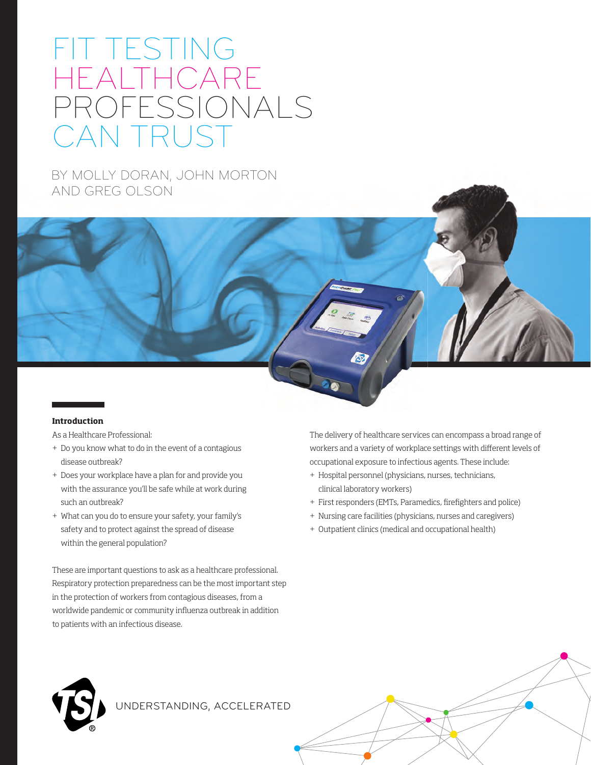# FIT TESTING HEALTHCARE PROFESSIONALS CAN TRUST

BY MOLLY DORAN, JOHN MORTON AND GREG OLSON

### Introduction

As a Healthcare Professional:

+ Do you know what to do in the event of a contagious disease outbreak?
+ Does your workplace have a plan for and provide you with the assurance you'll be safe while at work during such an outbreak?
+ What can you do to ensure your safety, your family's safety and to protect against the spread of disease within the general population?

These are important questions to ask as a healthcare professional. Respiratory protection preparedness can be the most important step in the protection of workers from contagious diseases, from a worldwide pandemic or community influenza outbreak in addition to patients with an infectious disease.

The delivery of healthcare services can encompass a broad range of workers and a variety of workplace settings with different levels of occupational exposure to infectious agents. These include:

+ Hospital personnel (physicians, nurses, technicians, clinical laboratory workers)
+ First responders (EMTs, Paramedics, firefighters and police)
+ Nursing care facilities (physicians, nurses and caregivers)
+ Outpatient clinics (medical and occupational health)

UNDERSTANDING, ACCELERATED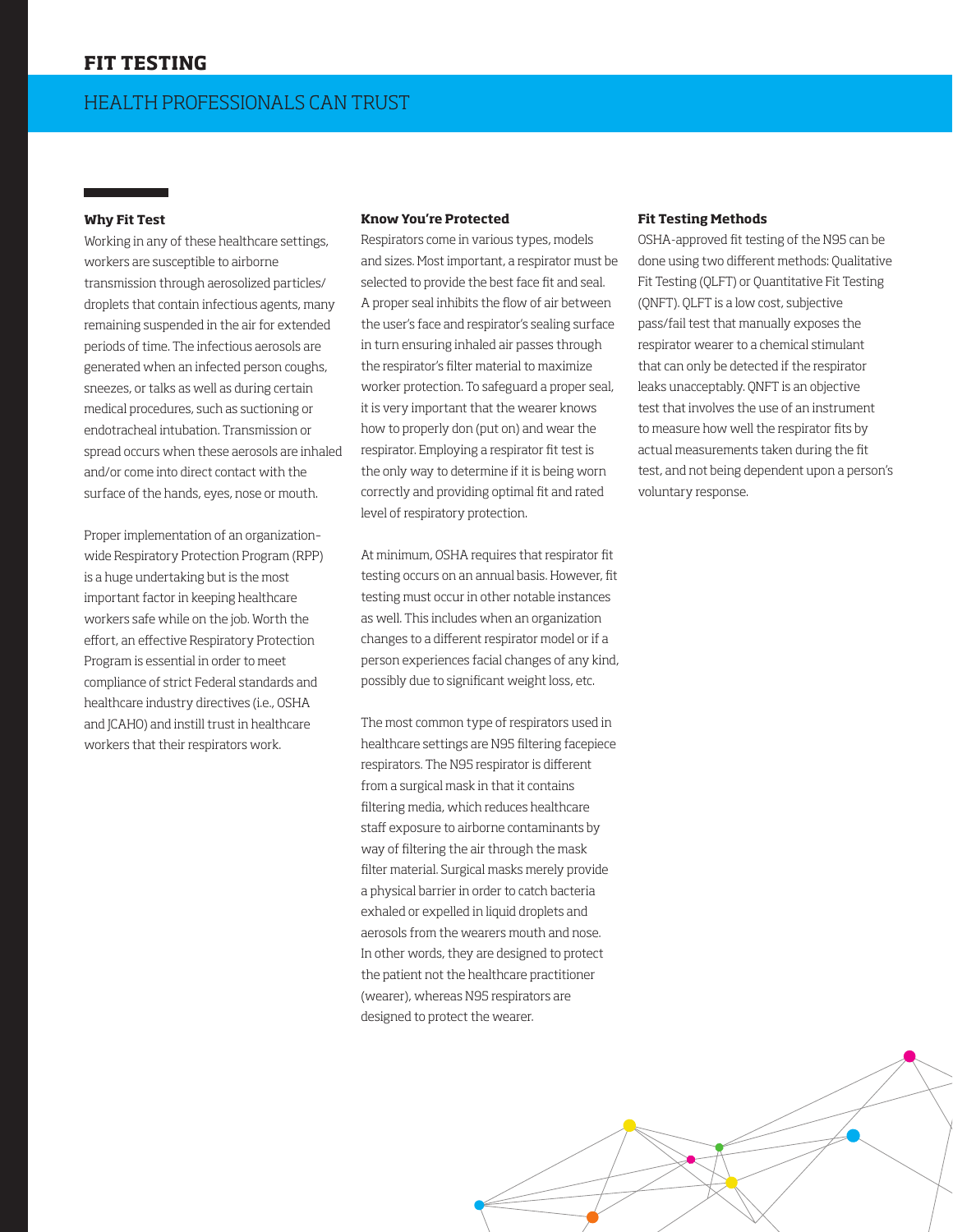# FIT TESTING

## HEALTH PROFESSIONALS CAN TRUST

### Why Fit Test

Working in any of these healthcare settings, workers are susceptible to airborne transmission through aerosolized particles/ droplets that contain infectious agents, many remaining suspended in the air for extended periods of time. The infectious aerosols are generated when an infected person coughs, sneezes, or talks as well as during certain medical procedures, such as suctioning or endotracheal intubation. Transmission or spread occurs when these aerosols are inhaled and/or come into direct contact with the surface of the hands, eyes, nose or mouth.

Proper implementation of an organization-wide Respiratory Protection Program (RPP) is a huge undertaking but is the most important factor in keeping healthcare workers safe while on the job. Worth the effort, an effective Respiratory Protection Program is essential in order to meet compliance of strict Federal standards and healthcare industry directives (i.e., OSHA and JCAHO) and instill trust in healthcare workers that their respirators work.

### Know You're Protected

Respirators come in various types, models and sizes. Most important, a respirator must be selected to provide the best face fit and seal. A proper seal inhibits the flow of air between the user's face and respirator's sealing surface in turn ensuring inhaled air passes through the respirator's filter material to maximize worker protection. To safeguard a proper seal, it is very important that the wearer knows how to properly don (put on) and wear the respirator. Employing a respirator fit test is the only way to determine if it is being worn correctly and providing optimal fit and rated level of respiratory protection.

At minimum, OSHA requires that respirator fit testing occurs on an annual basis. However, fit testing must occur in other notable instances as well. This includes when an organization changes to a different respirator model or if a person experiences facial changes of any kind, possibly due to significant weight loss, etc.

The most common type of respirators used in healthcare settings are N95 filtering facepiece respirators. The N95 respirator is different from a surgical mask in that it contains filtering media, which reduces healthcare staff exposure to airborne contaminants by way of filtering the air through the mask filter material. Surgical masks merely provide a physical barrier in order to catch bacteria exhaled or expelled in liquid droplets and aerosols from the wearers mouth and nose. In other words, they are designed to protect the patient not the healthcare practitioner (wearer), whereas N95 respirators are designed to protect the wearer.

### Fit Testing Methods

OSHA-approved fit testing of the N95 can be done using two different methods: Qualitative Fit Testing (QLFT) or Quantitative Fit Testing (QNFT). QLFT is a low cost, subjective pass/fail test that manually exposes the respirator wearer to a chemical stimulant that can only be detected if the respirator leaks unacceptably. QNFT is an objective test that involves the use of an instrument to measure how well the respirator fits by actual measurements taken during the fit test, and not being dependent upon a person's voluntary response.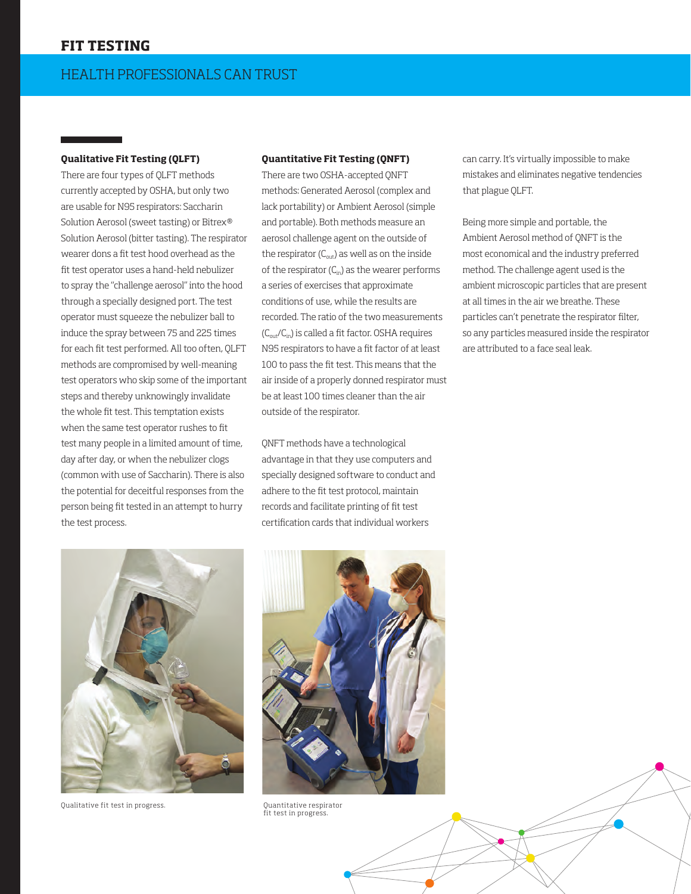# FIT TESTING

## HEALTH PROFESSIONALS CAN TRUST

**Qualitative Fit Testing (QLFT)**

There are four types of QLFT methods currently accepted by OSHA, but only two are usable for N95 respirators: Saccharin Solution Aerosol (sweet tasting) or Bitrex® Solution Aerosol (bitter tasting). The respirator wearer dons a fit test hood overhead as the fit test operator uses a hand-held nebulizer to spray the "challenge aerosol" into the hood through a specially designed port. The test operator must squeeze the nebulizer ball to induce the spray between 75 and 225 times for each fit test performed. All too often, QLFT methods are compromised by well-meaning test operators who skip some of the important steps and thereby unknowingly invalidate the whole fit test. This temptation exists when the same test operator rushes to fit test many people in a limited amount of time, day after day, or when the nebulizer clogs (common with use of Saccharin). There is also the potential for deceitful responses from the person being fit tested in an attempt to hurry the test process.

**Quantitative Fit Testing (QNFT)**

There are two OSHA-accepted QNFT methods: Generated Aerosol (complex and lack portability) or Ambient Aerosol (simple and portable). Both methods measure an aerosol challenge agent on the outside of the respirator ($C_{out}$) as well as on the inside of the respirator ($C_{in}$) as the wearer performs a series of exercises that approximate conditions of use, while the results are recorded. The ratio of the two measurements ($C_{out}/C_{in}$) is called a fit factor. OSHA requires N95 respirators to have a fit factor of at least 100 to pass the fit test. This means that the air inside of a properly donned respirator must be at least 100 times cleaner than the air outside of the respirator.

QNFT methods have a technological advantage in that they use computers and specially designed software to conduct and adhere to the fit test protocol, maintain records and facilitate printing of fit test certification cards that individual workers can carry. It's virtually impossible to make mistakes and eliminates negative tendencies that plague QLFT.

Being more simple and portable, the Ambient Aerosol method of QNFT is the most economical and the industry preferred method. The challenge agent used is the ambient microscopic particles that are present at all times in the air we breathe. These particles can't penetrate the respirator filter, so any particles measured inside the respirator are attributed to a face seal leak.

Qualitative fit test in progress.

Quantitative respirator fit test in progress.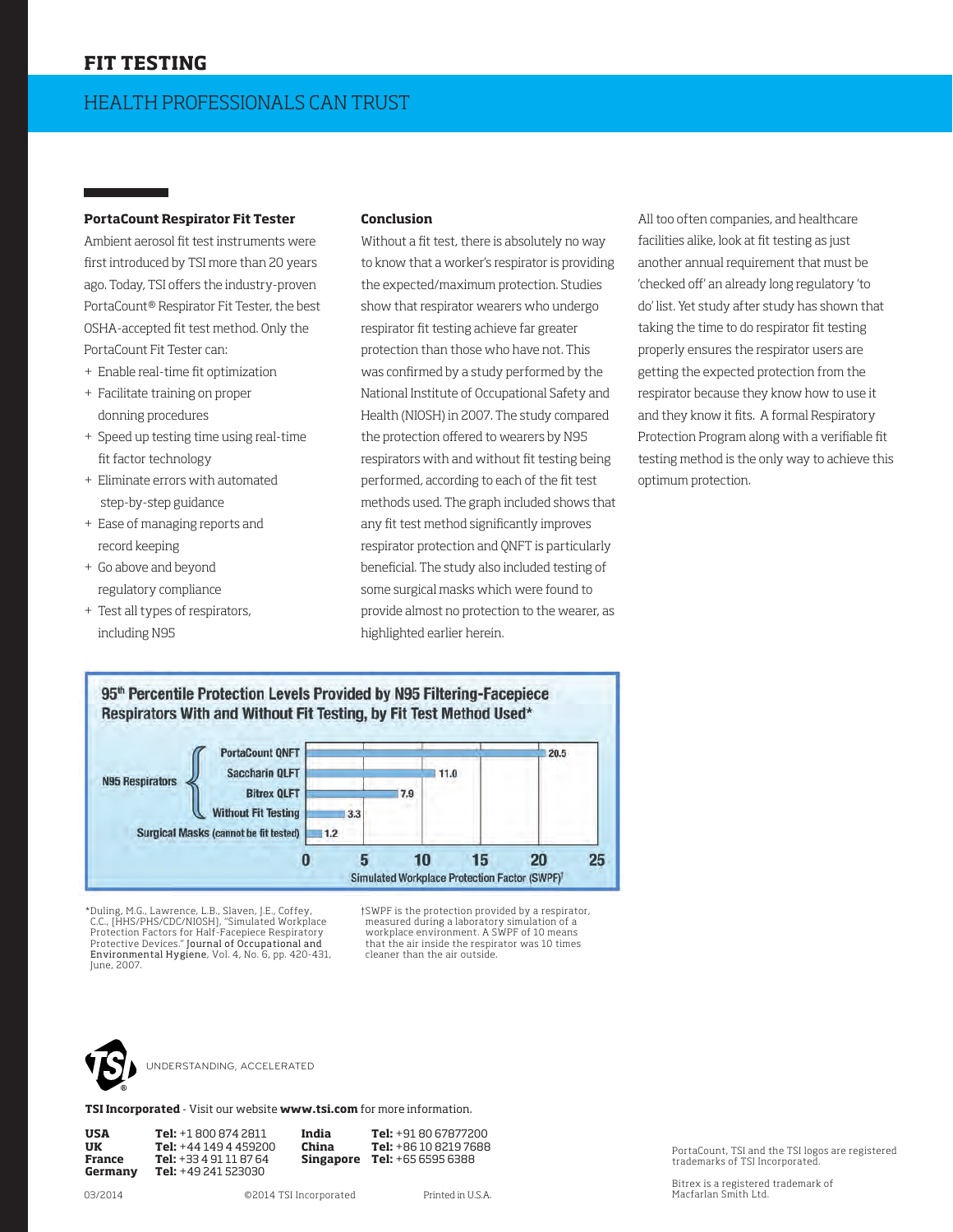## FIT TESTING

HEALTH PROFESSIONALS CAN TRUST

### PortaCount Respirator Fit Tester

Ambient aerosol fit test instruments were first introduced by TSI more than 20 years ago. Today, TSI offers the industry-proven PortaCount® Respirator Fit Tester, the best OSHA-accepted fit test method. Only the PortaCount Fit Tester can:

+ Enable real-time fit optimization
+ Facilitate training on proper donning procedures
+ Speed up testing time using real-time fit factor technology
+ Eliminate errors with automated step-by-step guidance
+ Ease of managing reports and record keeping
+ Go above and beyond regulatory compliance
+ Test all types of respirators, including N95

### Conclusion

Without a fit test, there is absolutely no way to know that a worker's respirator is providing the expected/maximum protection. Studies show that respirator wearers who undergo respirator fit testing achieve far greater protection than those who have not. This was confirmed by a study performed by the National Institute of Occupational Safety and Health (NIOSH) in 2007. The study compared the protection offered to wearers by N95 respirators with and without fit testing being performed, according to each of the fit test methods used. The graph included shows that any fit test method significantly improves respirator protection and QNFT is particularly beneficial. The study also included testing of some surgical masks which were found to provide almost no protection to the wearer, as highlighted earlier herein.

All too often companies, and healthcare facilities alike, look at fit testing as just another annual requirement that must be 'checked off' an already long regulatory 'to do' list. Yet study after study has shown that taking the time to do respirator fit testing properly ensures the respirator users are getting the expected protection from the respirator because they know how to use it and they know it fits. A formal Respiratory Protection Program along with a verifiable fit testing method is the only way to achieve this optimum protection.

**95th Percentile Protection Levels Provided by N95 Filtering-Facepiece Respirators With and Without Fit Testing, by Fit Test Method Used***

N95 Respirators

PortaCount QNFT 20.5

Saccharin QLFT 11.0

Bitrex QLFT 7.9

Without Fit Testing 3.3

Surgical Masks (cannot be fit tested) 1.2

0 5 10 15 20 25

Simulated Workplace Protection Factor (SWPF)†

*Duling, M.G., Lawrence, L.B., Slaven, J.E., Coffey, C.C., [HHS/PHS/CDC/NIOSH], "Simulated Workplace Protection Factors for Half-Facepiece Respiratory Protective Devices." *Journal of Occupational and Environmental Hygiene*, Vol. 4, No. 6, pp. 420-431, June, 2007.

†SWPF is the protection provided by a respirator, measured during a laboratory simulation of a workplace environment. A SWPF of 10 means that the air inside the respirator was 10 times cleaner than the air outside.

UNDERSTANDING, ACCELERATED

**TSI Incorporated** - Visit our website **www.tsi.com** for more information.

| | | | |
|---|---|---|---|
| **USA** | **Tel:** +1 800 874 2811 | **India** | **Tel:** +91 80 67877200 |
| **UK** | **Tel:** +44 149 4 459200 | **China** | **Tel:** +86 10 8219 7688 |
| **France** | **Tel:** +33 4 91 11 87 64 | **Singapore** | **Tel:** +65 6595 6388 |
| **Germany** | **Tel:** +49 241 523030 | | |

03/2014 ©2014 TSI Incorporated Printed in U.S.A.

PortaCount, TSI and the TSI logos are registered trademarks of TSI Incorporated.

Bitrex is a registered trademark of Macfarlan Smith Ltd.